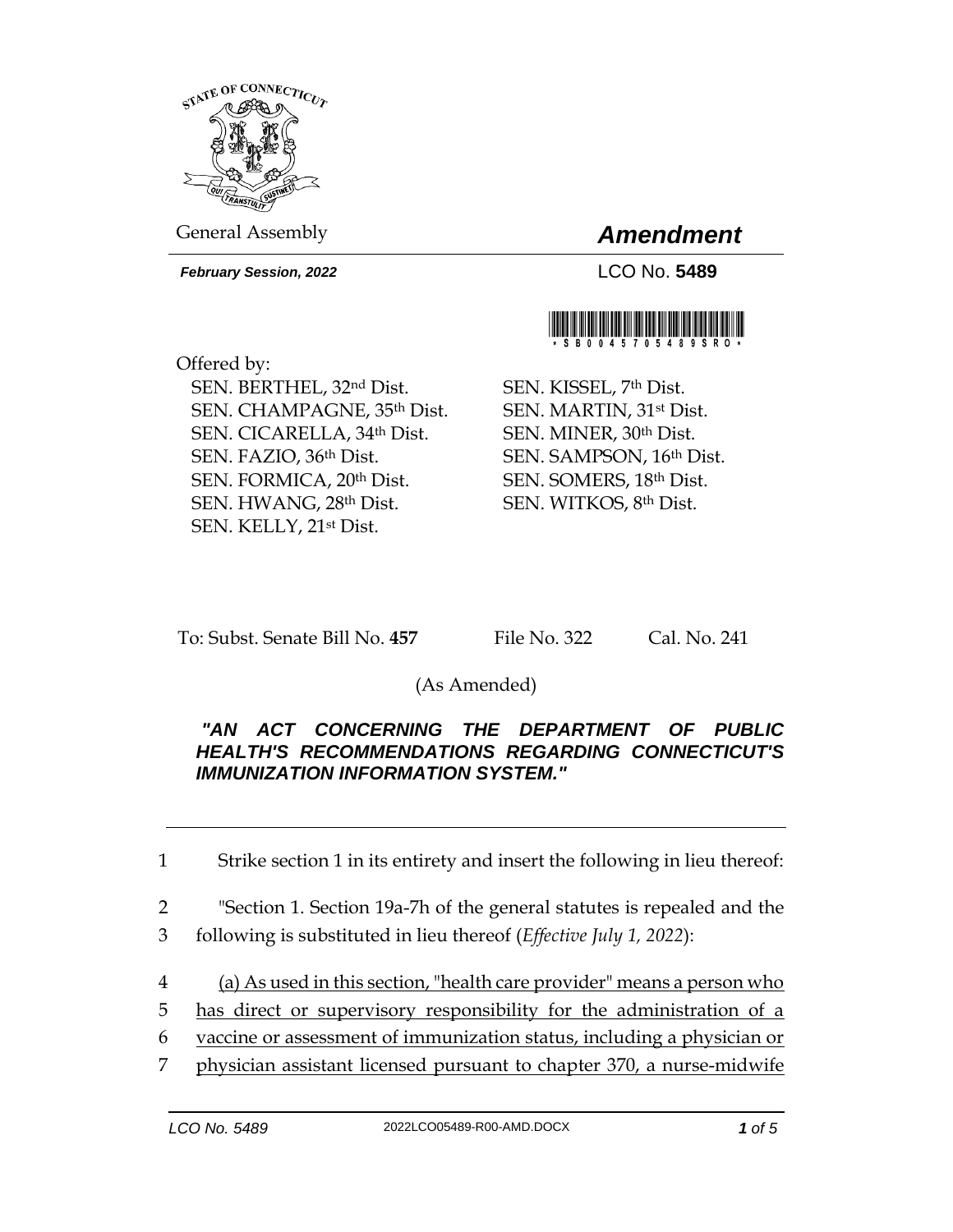General Assembly

# *Amendment*

***February Session, 2022***

LCO No. **5489**

\*SB00457005489SRO\*

Offered by:

SEN. BERTHEL, 32nd Dist.
SEN. CHAMPAGNE, 35th Dist.
SEN. CICARELLA, 34th Dist.
SEN. FAZIO, 36th Dist.
SEN. FORMICA, 20th Dist.
SEN. HWANG, 28th Dist.
SEN. KELLY, 21st Dist.
SEN. KISSEL, 7th Dist.
SEN. MARTIN, 31st Dist.
SEN. MINER, 30th Dist.
SEN. SAMPSON, 16th Dist.
SEN. SOMERS, 18th Dist.
SEN. WITKOS, 8th Dist.

To: Subst. Senate Bill No. **457** File No. 322 Cal. No. 241

(As Amended)

***"AN ACT CONCERNING THE DEPARTMENT OF PUBLIC HEALTH'S RECOMMENDATIONS REGARDING CONNECTICUT'S IMMUNIZATION INFORMATION SYSTEM."***

---

1 Strike section 1 in its entirety and insert the following in lieu thereof:

2 "Section 1. Section 19a-7h of the general statutes is repealed and the
3 following is substituted in lieu thereof (*Effective July 1, 2022*):

4 <u>(a) As used in this section, "health care provider" means a person who</u>
5 <u>has direct or supervisory responsibility for the administration of a</u>
6 <u>vaccine or assessment of immunization status, including a physician or</u>
7 <u>physician assistant licensed pursuant to chapter 370, a nurse-midwife</u>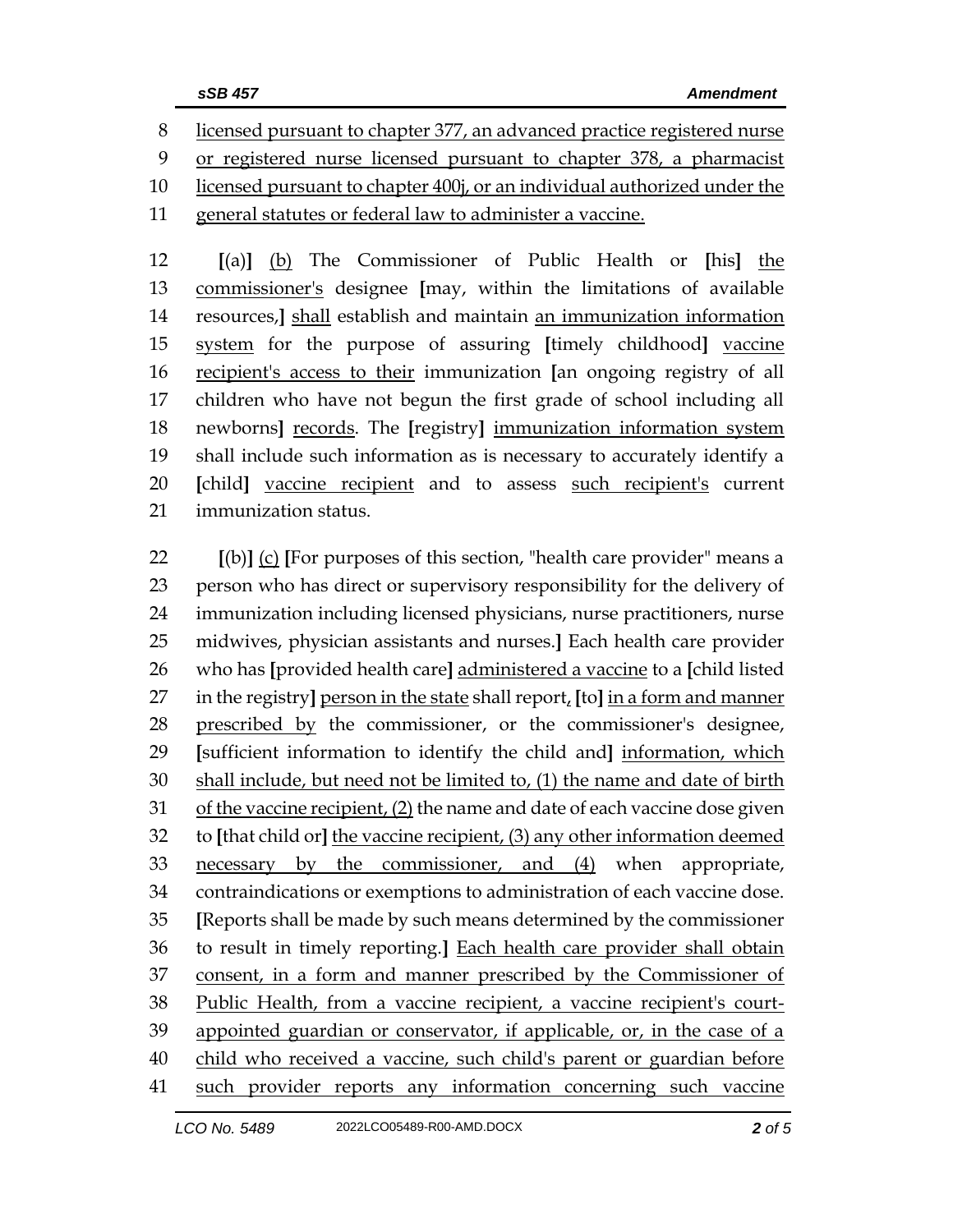licensed pursuant to chapter 377, an advanced practice registered nurse or registered nurse licensed pursuant to chapter 378, a pharmacist licensed pursuant to chapter 400j, or an individual authorized under the general statutes or federal law to administer a vaccine.

[(a)] (b) The Commissioner of Public Health or [his] the commissioner's designee [may, within the limitations of available resources,] shall establish and maintain an immunization information system for the purpose of assuring [timely childhood] vaccine recipient's access to their immunization [an ongoing registry of all children who have not begun the first grade of school including all newborns] records. The [registry] immunization information system shall include such information as is necessary to accurately identify a [child] vaccine recipient and to assess such recipient's current immunization status.

[(b)] (c) [For purposes of this section, "health care provider" means a person who has direct or supervisory responsibility for the delivery of immunization including licensed physicians, nurse practitioners, nurse midwives, physician assistants and nurses.] Each health care provider who has [provided health care] administered a vaccine to a [child listed in the registry] person in the state shall report, [to] in a form and manner prescribed by the commissioner, or the commissioner's designee, [sufficient information to identify the child and] information, which shall include, but need not be limited to, (1) the name and date of birth of the vaccine recipient, (2) the name and date of each vaccine dose given to [that child or] the vaccine recipient, (3) any other information deemed necessary by the commissioner, and (4) when appropriate, contraindications or exemptions to administration of each vaccine dose. [Reports shall be made by such means determined by the commissioner to result in timely reporting.] Each health care provider shall obtain consent, in a form and manner prescribed by the Commissioner of Public Health, from a vaccine recipient, a vaccine recipient's court-appointed guardian or conservator, if applicable, or, in the case of a child who received a vaccine, such child's parent or guardian before such provider reports any information concerning such vaccine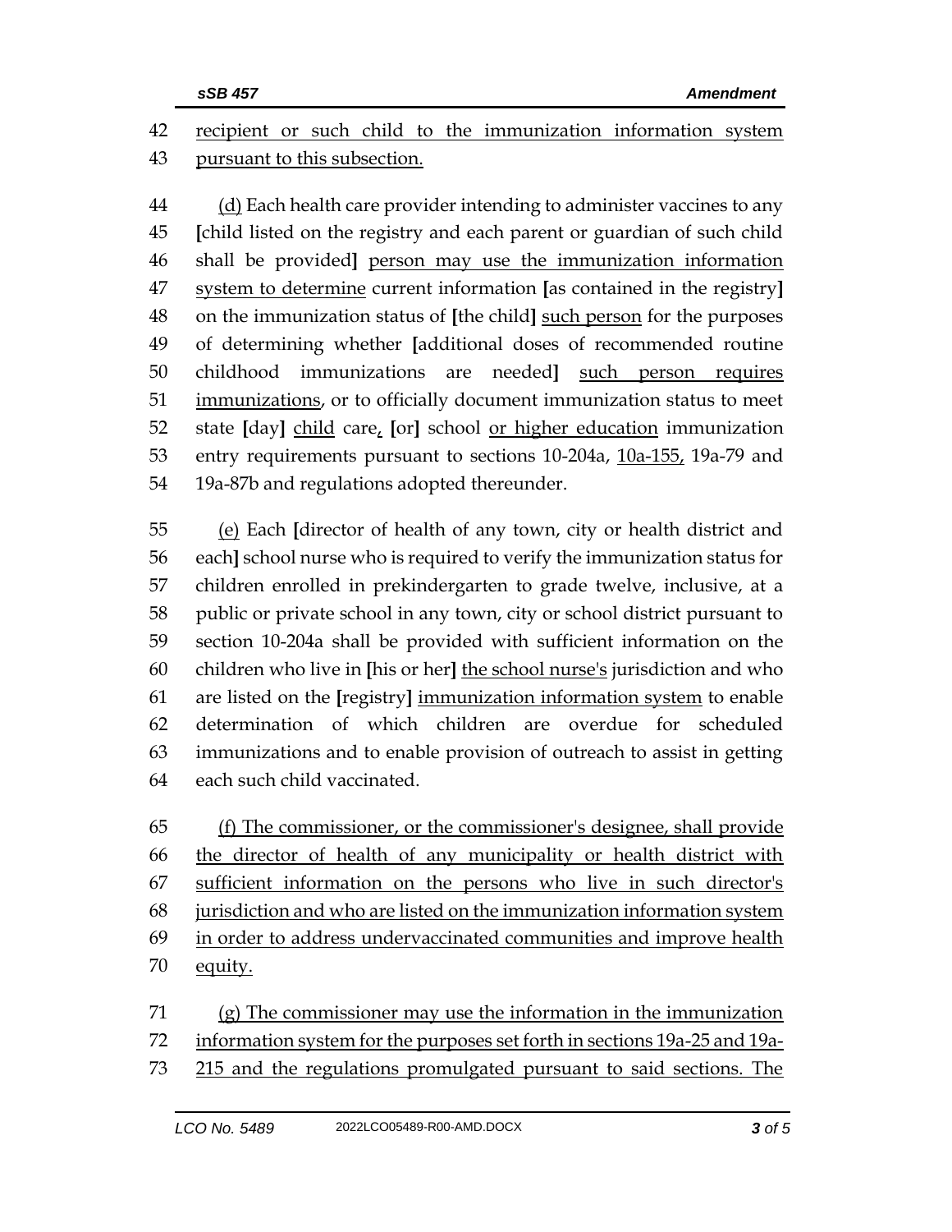42 recipient or such child to the immunization information system
43 pursuant to this subsection.

44 (d) Each health care provider intending to administer vaccines to any
45 [child listed on the registry and each parent or guardian of such child
46 shall be provided] person may use the immunization information
47 system to determine current information [as contained in the registry]
48 on the immunization status of [the child] such person for the purposes
49 of determining whether [additional doses of recommended routine
50 childhood immunizations are needed] such person requires
51 immunizations, or to officially document immunization status to meet
52 state [day] child care, [or] school or higher education immunization
53 entry requirements pursuant to sections 10-204a, 10a-155, 19a-79 and
54 19a-87b and regulations adopted thereunder.

55 (e) Each [director of health of any town, city or health district and
56 each] school nurse who is required to verify the immunization status for
57 children enrolled in prekindergarten to grade twelve, inclusive, at a
58 public or private school in any town, city or school district pursuant to
59 section 10-204a shall be provided with sufficient information on the
60 children who live in [his or her] the school nurse's jurisdiction and who
61 are listed on the [registry] immunization information system to enable
62 determination of which children are overdue for scheduled
63 immunizations and to enable provision of outreach to assist in getting
64 each such child vaccinated.

65 (f) The commissioner, or the commissioner's designee, shall provide
66 the director of health of any municipality or health district with
67 sufficient information on the persons who live in such director's
68 jurisdiction and who are listed on the immunization information system
69 in order to address undervaccinated communities and improve health
70 equity.

71 (g) The commissioner may use the information in the immunization
72 information system for the purposes set forth in sections 19a-25 and 19a-
73 215 and the regulations promulgated pursuant to said sections. The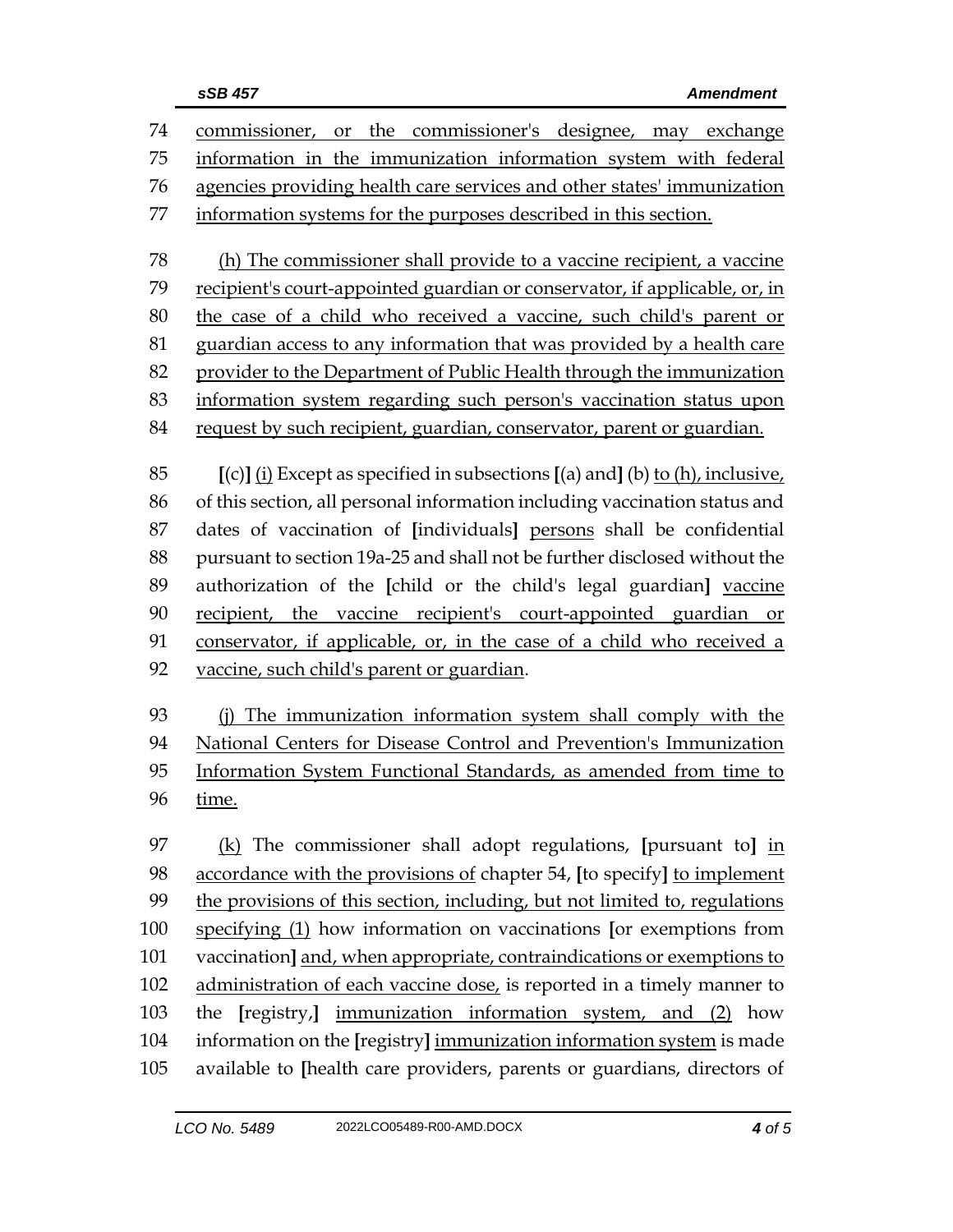74 commissioner, or the commissioner's designee, may exchange
75 information in the immunization information system with federal
76 agencies providing health care services and other states' immunization
77 information systems for the purposes described in this section.

78 (h) The commissioner shall provide to a vaccine recipient, a vaccine
79 recipient's court-appointed guardian or conservator, if applicable, or, in
80 the case of a child who received a vaccine, such child's parent or
81 guardian access to any information that was provided by a health care
82 provider to the Department of Public Health through the immunization
83 information system regarding such person's vaccination status upon
84 request by such recipient, guardian, conservator, parent or guardian.

85 [(c)] (i) Except as specified in subsections [(a) and] (b) to (h), inclusive,
86 of this section, all personal information including vaccination status and
87 dates of vaccination of [individuals] persons shall be confidential
88 pursuant to section 19a-25 and shall not be further disclosed without the
89 authorization of the [child or the child's legal guardian] vaccine
90 recipient, the vaccine recipient's court-appointed guardian or
91 conservator, if applicable, or, in the case of a child who received a
92 vaccine, such child's parent or guardian.

93 (j) The immunization information system shall comply with the
94 National Centers for Disease Control and Prevention's Immunization
95 Information System Functional Standards, as amended from time to
96 time.

97 (k) The commissioner shall adopt regulations, [pursuant to] in
98 accordance with the provisions of chapter 54, [to specify] to implement
99 the provisions of this section, including, but not limited to, regulations
100 specifying (1) how information on vaccinations [or exemptions from
101 vaccination] and, when appropriate, contraindications or exemptions to
102 administration of each vaccine dose, is reported in a timely manner to
103 the [registry,] immunization information system, and (2) how
104 information on the [registry] immunization information system is made
105 available to [health care providers, parents or guardians, directors of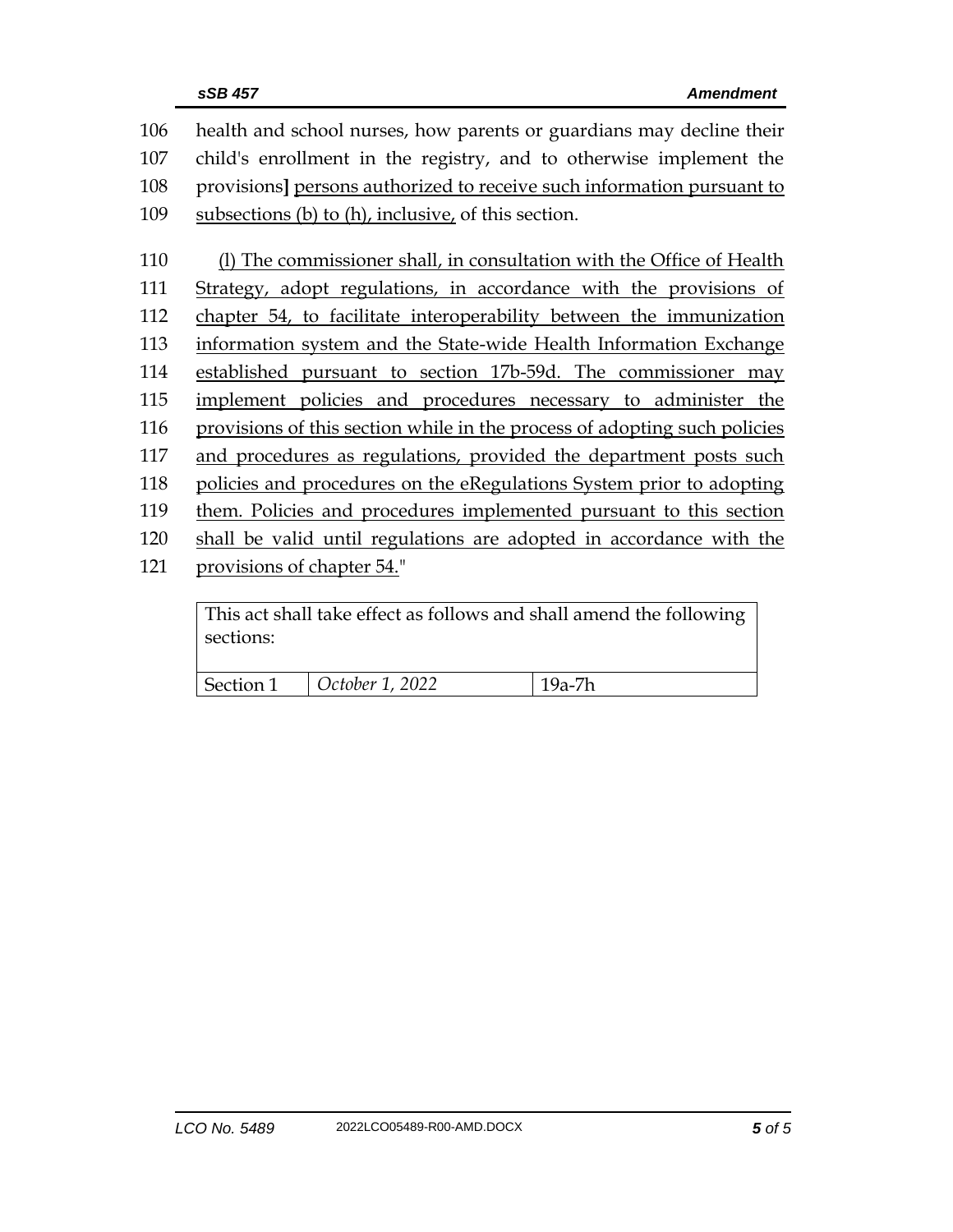106 health and school nurses, how parents or guardians may decline their
107 child's enrollment in the registry, and to otherwise implement the
108 provisions] <u>persons authorized to receive such information pursuant to</u>
109 <u>subsections (b) to (h), inclusive,</u> of this section.

110 <u>(l) The commissioner shall, in consultation with the Office of Health</u>
111 <u>Strategy, adopt regulations, in accordance with the provisions of</u>
112 <u>chapter 54, to facilitate interoperability between the immunization</u>
113 <u>information system and the State-wide Health Information Exchange</u>
114 <u>established pursuant to section 17b-59d. The commissioner may</u>
115 <u>implement policies and procedures necessary to administer the</u>
116 <u>provisions of this section while in the process of adopting such policies</u>
117 <u>and procedures as regulations, provided the department posts such</u>
118 <u>policies and procedures on the eRegulations System prior to adopting</u>
119 <u>them. Policies and procedures implemented pursuant to this section</u>
120 <u>shall be valid until regulations are adopted in accordance with the</u>
121 <u>provisions of chapter 54.</u>"

| This act shall take effect as follows and shall amend the following sections: | | |
|---|---|---|
| Section 1 | *October 1, 2022* | 19a-7h |